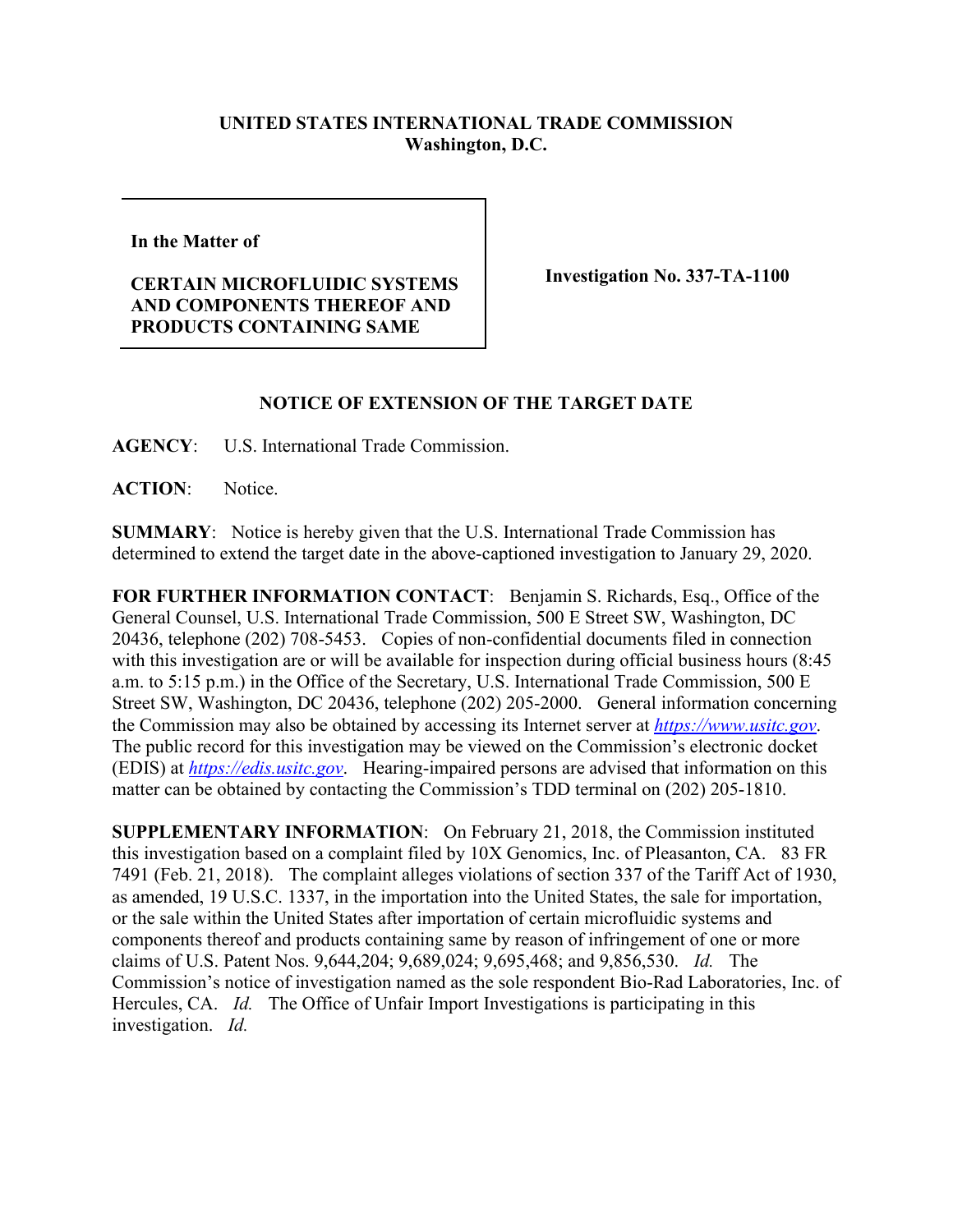**UNITED STATES INTERNATIONAL TRADE COMMISSION**
**Washington, D.C.**

| **In the Matter of**<br><br>**CERTAIN MICROFLUIDIC SYSTEMS AND COMPONENTS THEREOF AND PRODUCTS CONTAINING SAME** | **Investigation No. 337-TA-1100** |
| --- | --- |

## NOTICE OF EXTENSION OF THE TARGET DATE

**AGENCY**: U.S. International Trade Commission.

**ACTION**: Notice.

**SUMMARY**: Notice is hereby given that the U.S. International Trade Commission has determined to extend the target date in the above-captioned investigation to January 29, 2020.

**FOR FURTHER INFORMATION CONTACT**: Benjamin S. Richards, Esq., Office of the General Counsel, U.S. International Trade Commission, 500 E Street SW, Washington, DC 20436, telephone (202) 708-5453. Copies of non-confidential documents filed in connection with this investigation are or will be available for inspection during official business hours (8:45 a.m. to 5:15 p.m.) in the Office of the Secretary, U.S. International Trade Commission, 500 E Street SW, Washington, DC 20436, telephone (202) 205-2000. General information concerning the Commission may also be obtained by accessing its Internet server at *https://www.usitc.gov*. The public record for this investigation may be viewed on the Commission's electronic docket (EDIS) at *https://edis.usitc.gov*. Hearing-impaired persons are advised that information on this matter can be obtained by contacting the Commission's TDD terminal on (202) 205-1810.

**SUPPLEMENTARY INFORMATION**: On February 21, 2018, the Commission instituted this investigation based on a complaint filed by 10X Genomics, Inc. of Pleasanton, CA. 83 FR 7491 (Feb. 21, 2018). The complaint alleges violations of section 337 of the Tariff Act of 1930, as amended, 19 U.S.C. 1337, in the importation into the United States, the sale for importation, or the sale within the United States after importation of certain microfluidic systems and components thereof and products containing same by reason of infringement of one or more claims of U.S. Patent Nos. 9,644,204; 9,689,024; 9,695,468; and 9,856,530. *Id.* The Commission's notice of investigation named as the sole respondent Bio-Rad Laboratories, Inc. of Hercules, CA. *Id.* The Office of Unfair Import Investigations is participating in this investigation. *Id.*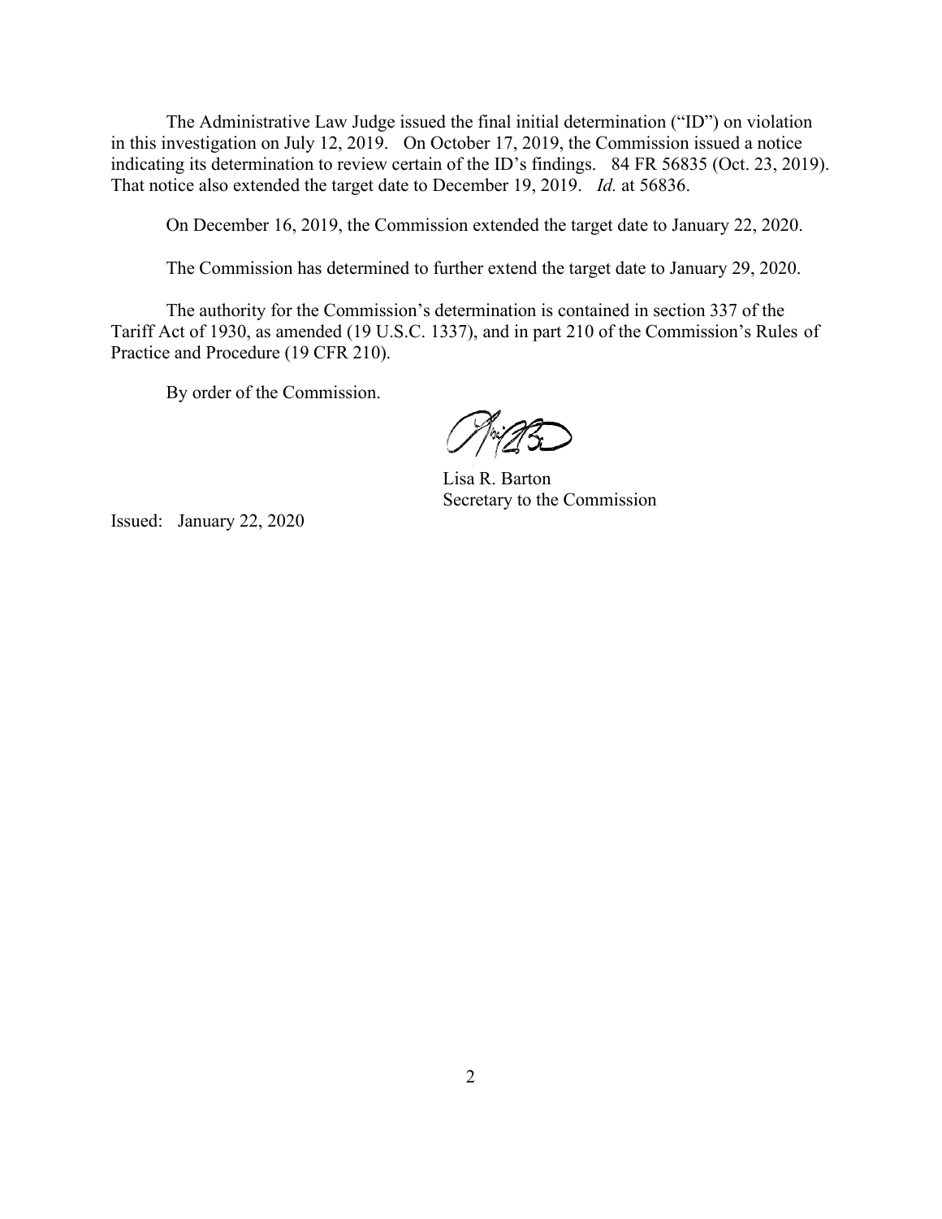The Administrative Law Judge issued the final initial determination ("ID") on violation in this investigation on July 12, 2019. On October 17, 2019, the Commission issued a notice indicating its determination to review certain of the ID's findings. 84 FR 56835 (Oct. 23, 2019). That notice also extended the target date to December 19, 2019. *Id.* at 56836.

On December 16, 2019, the Commission extended the target date to January 22, 2020.

The Commission has determined to further extend the target date to January 29, 2020.

The authority for the Commission's determination is contained in section 337 of the Tariff Act of 1930, as amended (19 U.S.C. 1337), and in part 210 of the Commission's Rules of Practice and Procedure (19 CFR 210).

By order of the Commission.

Lisa R. Barton
Secretary to the Commission

Issued: January 22, 2020